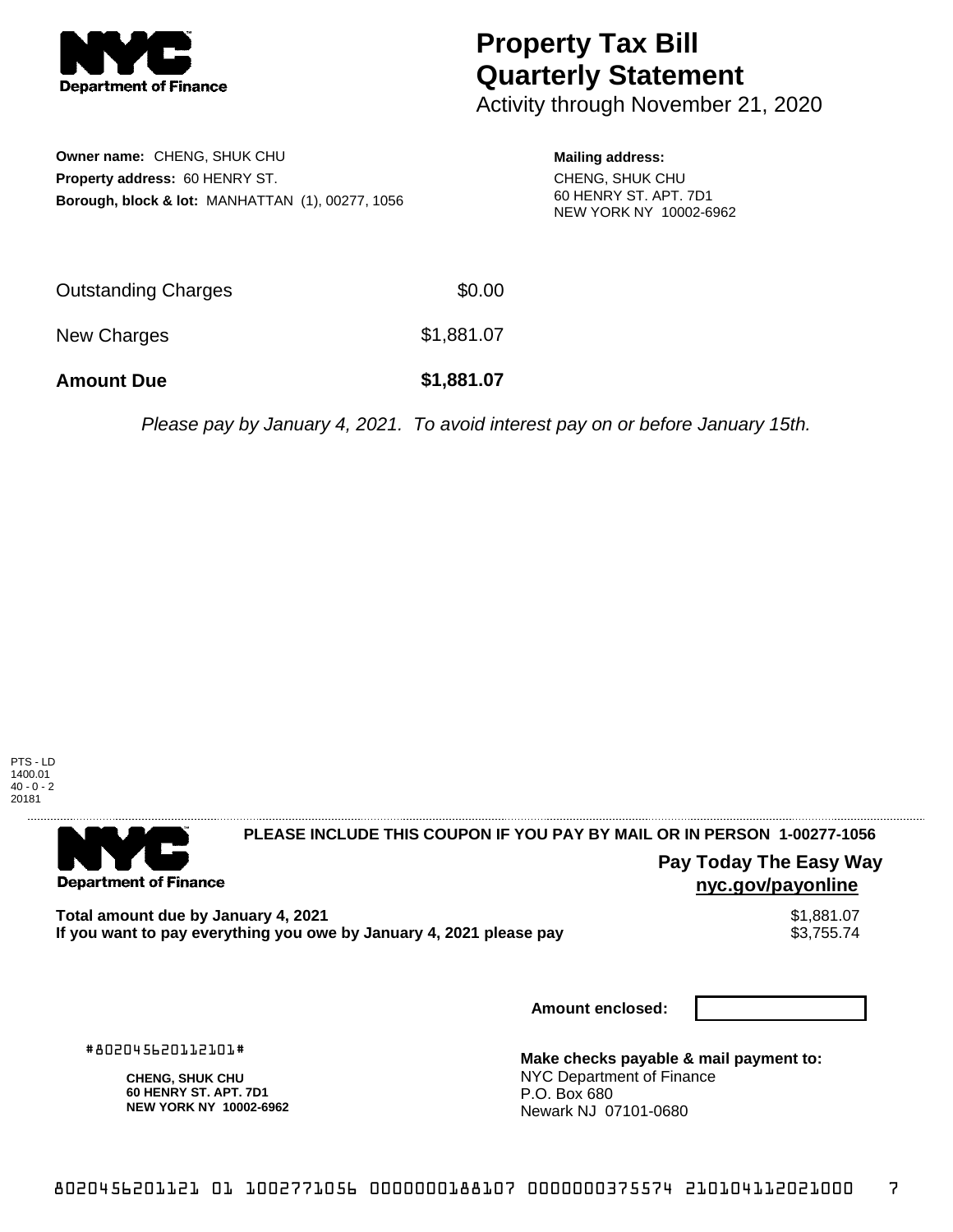**Department of Finance**

# Property Tax Bill Quarterly Statement

Activity through November 21, 2020

**Owner name:** CHENG, SHUK CHU
**Property address:** 60 HENRY ST.
**Borough, block & lot:** MANHATTAN (1), 00277, 1056

**Mailing address:**
CHENG, SHUK CHU
60 HENRY ST. APT. 7D1
NEW YORK NY 10002-6962

| | |
|---|---|
| Outstanding Charges | $0.00 |
| New Charges | $1,881.07 |
| **Amount Due** | **$1,881.07** |

*Please pay by January 4, 2021. To avoid interest pay on or before January 15th.*

PTS - LD
1400.01
40 - 0 - 2
20181

---

**Department of Finance**

**PLEASE INCLUDE THIS COUPON IF YOU PAY BY MAIL OR IN PERSON 1-00277-1056**

**Pay Today The Easy Way**
**nyc.gov/payonline**

| | |
|---|---|
| **Total amount due by January 4, 2021** | $1,881.07 |
| **If you want to pay everything you owe by January 4, 2021 please pay** | $3,755.74 |

**Amount enclosed:**

#802045620112101#

**CHENG, SHUK CHU**
**60 HENRY ST. APT. 7D1**
**NEW YORK NY 10002-6962**

**Make checks payable & mail payment to:**
NYC Department of Finance
P.O. Box 680
Newark NJ 07101-0680

8020456201121 01 1002771056 0000000188107 0000000375574 210104112021000 7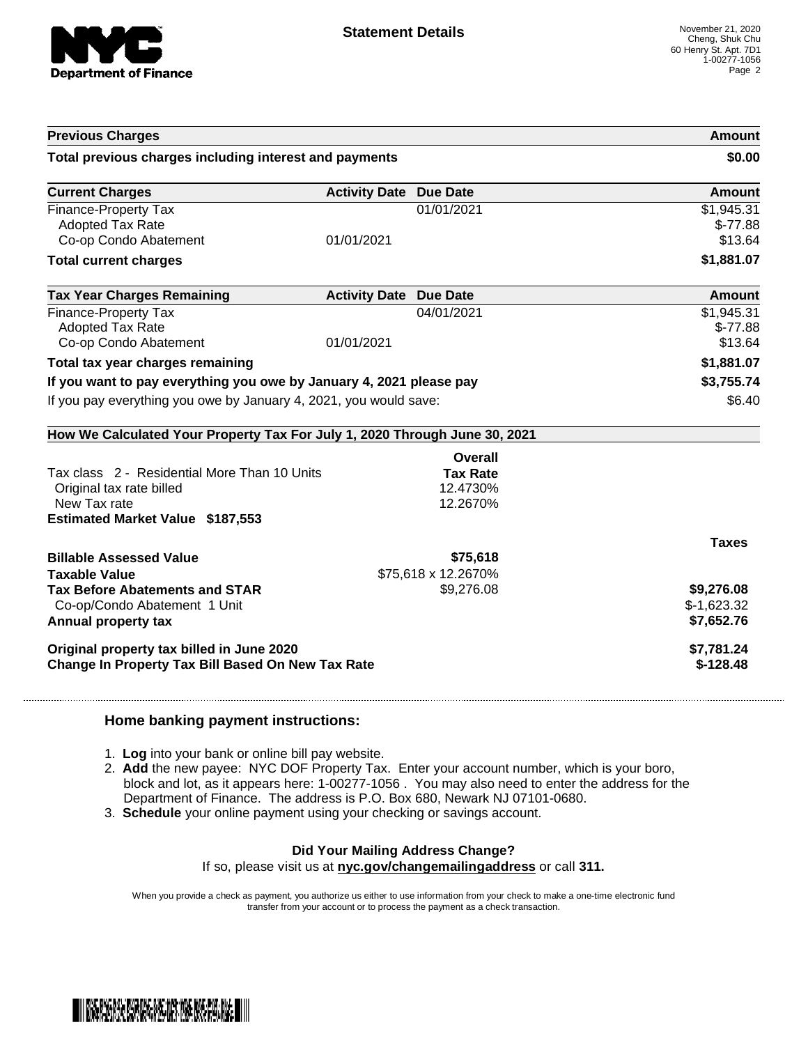**Statement Details**

November 21, 2020
Cheng, Shuk Chu
60 Henry St. Apt. 7D1
1-00277-1056

| Previous Charges | | | Amount |
|---|---|---|---|
| **Total previous charges including interest and payments** | | | **$0.00** |

| Current Charges | Activity Date | Due Date | Amount |
|---|---|---|---|
| Finance-Property Tax | | 01/01/2021 | $1,945.31 |
| Adopted Tax Rate | | | $-77.88 |
| Co-op Condo Abatement | 01/01/2021 | | $13.64 |
| **Total current charges** | | | **$1,881.07** |

| Tax Year Charges Remaining | Activity Date | Due Date | Amount |
|---|---|---|---|
| Finance-Property Tax | | 04/01/2021 | $1,945.31 |
| Adopted Tax Rate | | | $-77.88 |
| Co-op Condo Abatement | 01/01/2021 | | $13.64 |
| **Total tax year charges remaining** | | | **$1,881.07** |
| **If you want to pay everything you owe by January 4, 2021 please pay** | | | **$3,755.74** |
| If you pay everything you owe by January 4, 2021, you would save: | | | $6.40 |

**How We Calculated Your Property Tax For July 1, 2020 Through June 30, 2021**

| | Overall Tax Rate | |
|---|---|---|
| Tax class 2 - Residential More Than 10 Units | | |
| Original tax rate billed | 12.4730% | |
| New Tax rate | 12.2670% | |
| **Estimated Market Value $187,553** | | |
| | | **Taxes** |
| **Billable Assessed Value** | **$75,618** | |
| **Taxable Value** | $75,618 x 12.2670% | |
| **Tax Before Abatements and STAR** | $9,276.08 | **$9,276.08** |
| Co-op/Condo Abatement 1 Unit | | $-1,623.32 |
| **Annual property tax** | | **$7,652.76** |
| **Original property tax billed in June 2020** | | **$7,781.24** |
| **Change In Property Tax Bill Based On New Tax Rate** | | **$-128.48** |

### Home banking payment instructions:

1. **Log** into your bank or online bill pay website.
2. **Add** the new payee: NYC DOF Property Tax. Enter your account number, which is your boro, block and lot, as it appears here: 1-00277-1056 . You may also need to enter the address for the Department of Finance. The address is P.O. Box 680, Newark NJ 07101-0680.
3. **Schedule** your online payment using your checking or savings account.

**Did Your Mailing Address Change?**
If so, please visit us at **nyc.gov/changemailingaddress** or call **311.**

When you provide a check as payment, you authorize us either to use information from your check to make a one-time electronic fund transfer from your account or to process the payment as a check transaction.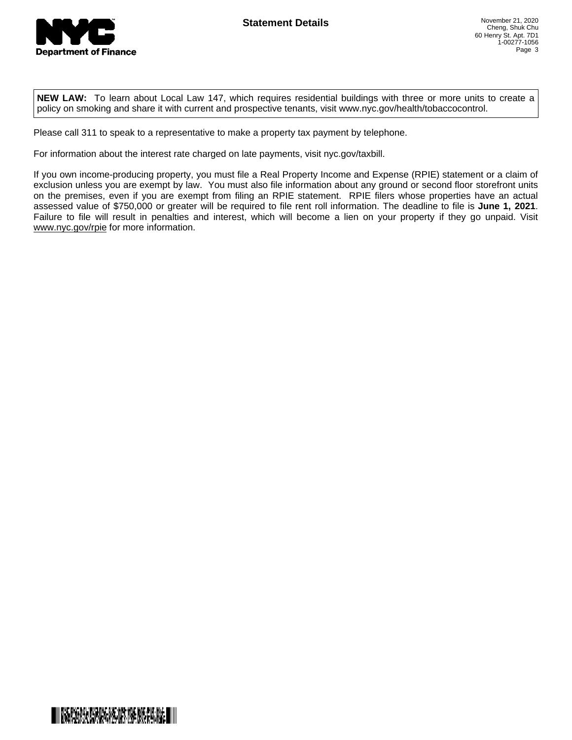## Statement Details

November 21, 2020
Cheng, Shuk Chu
60 Henry St. Apt. 7D1
1-00277-1056

**NEW LAW:** To learn about Local Law 147, which requires residential buildings with three or more units to create a policy on smoking and share it with current and prospective tenants, visit www.nyc.gov/health/tobaccocontrol.

Please call 311 to speak to a representative to make a property tax payment by telephone.

For information about the interest rate charged on late payments, visit nyc.gov/taxbill.

If you own income-producing property, you must file a Real Property Income and Expense (RPIE) statement or a claim of exclusion unless you are exempt by law. You must also file information about any ground or second floor storefront units on the premises, even if you are exempt from filing an RPIE statement. RPIE filers whose properties have an actual assessed value of $750,000 or greater will be required to file rent roll information. The deadline to file is **June 1, 2021**. Failure to file will result in penalties and interest, which will become a lien on your property if they go unpaid. Visit www.nyc.gov/rpie for more information.